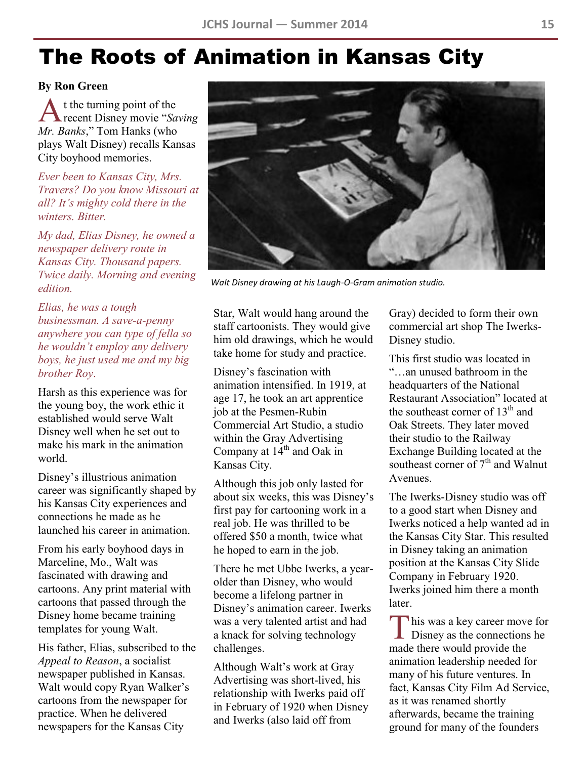# The Roots of Animation in Kansas City

**By Ron Green**

At the turning point of the recent Disney movie "*Saving Mr. Banks*," Tom Hanks (who plays Walt Disney) recalls Kansas City boyhood memories.

*Ever been to Kansas City, Mrs. Travers? Do you know Missouri at all? It's mighty cold there in the winters. Bitter.*

*My dad, Elias Disney, he owned a newspaper delivery route in Kansas City. Thousand papers. Twice daily. Morning and evening edition.*

*Elias, he was a tough businessman. A save-a-penny anywhere you can type of fella so he wouldn't employ any delivery boys, he just used me and my big brother Roy.*

Harsh as this experience was for the young boy, the work ethic it established would serve Walt Disney well when he set out to make his mark in the animation world.

Disney's illustrious animation career was significantly shaped by his Kansas City experiences and connections he made as he launched his career in animation.

From his early boyhood days in Marceline, Mo., Walt was fascinated with drawing and cartoons. Any print material with cartoons that passed through the Disney home became training templates for young Walt.

His father, Elias, subscribed to the *Appeal to Reason*, a socialist newspaper published in Kansas. Walt would copy Ryan Walker's cartoons from the newspaper for practice. When he delivered newspapers for the Kansas City Star, Walt would hang around the staff cartoonists. They would give him old drawings, which he would take home for study and practice.

Walt Disney drawing at his Laugh-O-Gram animation studio.

Disney's fascination with animation intensified. In 1919, at age 17, he took an art apprentice job at the Pesmen-Rubin Commercial Art Studio, a studio within the Gray Advertising Company at 14th and Oak in Kansas City.

Although this job only lasted for about six weeks, this was Disney's first pay for cartooning work in a real job. He was thrilled to be offered $50 a month, twice what he hoped to earn in the job.

There he met Ubbe Iwerks, a year-older than Disney, who would become a lifelong partner in Disney's animation career. Iwerks was a very talented artist and had a knack for solving technology challenges.

Although Walt's work at Gray Advertising was short-lived, his relationship with Iwerks paid off in February of 1920 when Disney and Iwerks (also laid off from Gray) decided to form their own commercial art shop The Iwerks-Disney studio.

This first studio was located in "…an unused bathroom in the headquarters of the National Restaurant Association" located at the southeast corner of 13th and Oak Streets. They later moved their studio to the Railway Exchange Building located at the southeast corner of 7th and Walnut Avenues.

The Iwerks-Disney studio was off to a good start when Disney and Iwerks noticed a help wanted ad in the Kansas City Star. This resulted in Disney taking an animation position at the Kansas City Slide Company in February 1920. Iwerks joined him there a month later.

This was a key career move for Disney as the connections he made there would provide the animation leadership needed for many of his future ventures. In fact, Kansas City Film Ad Service, as it was renamed shortly afterwards, became the training ground for many of the founders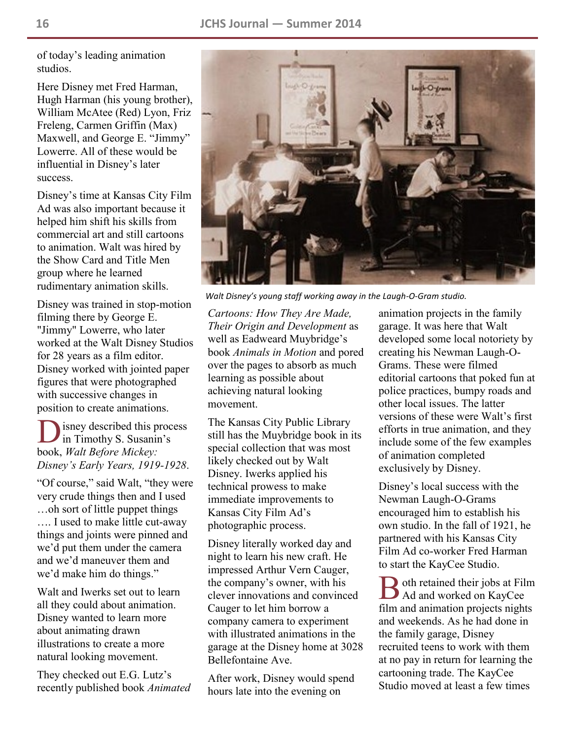of today's leading animation studios.

Here Disney met Fred Harman, Hugh Harman (his young brother), William McAtee (Red) Lyon, Friz Freleng, Carmen Griffin (Max) Maxwell, and George E. "Jimmy" Lowerre. All of these would be influential in Disney's later success.

Disney's time at Kansas City Film Ad was also important because it helped him shift his skills from commercial art and still cartoons to animation. Walt was hired by the Show Card and Title Men group where he learned rudimentary animation skills.

Disney was trained in stop-motion filming there by George E. "Jimmy" Lowerre, who later worked at the Walt Disney Studios for 28 years as a film editor. Disney worked with jointed paper figures that were photographed with successive changes in position to create animations.

Disney described this process in Timothy S. Susanin's book, *Walt Before Mickey: Disney's Early Years, 1919-1928*.

"Of course," said Walt, "they were very crude things then and I used …oh sort of little puppet things …. I used to make little cut-away things and joints were pinned and we'd put them under the camera and we'd maneuver them and we'd make him do things."

Walt and Iwerks set out to learn all they could about animation. Disney wanted to learn more about animating drawn illustrations to create a more natural looking movement.

They checked out E.G. Lutz's recently published book *Animated Cartoons: How They Are Made, Their Origin and Development* as well as Eadweard Muybridge's book *Animals in Motion* and pored over the pages to absorb as much learning as possible about achieving natural looking movement.

*Walt Disney's young staff working away in the Laugh-O-Gram studio.*

The Kansas City Public Library still has the Muybridge book in its special collection that was most likely checked out by Walt Disney. Iwerks applied his technical prowess to make immediate improvements to Kansas City Film Ad's photographic process.

Disney literally worked day and night to learn his new craft. He impressed Arthur Vern Cauger, the company's owner, with his clever innovations and convinced Cauger to let him borrow a company camera to experiment with illustrated animations in the garage at the Disney home at 3028 Bellefontaine Ave.

After work, Disney would spend hours late into the evening on animation projects in the family garage. It was here that Walt developed some local notoriety by creating his Newman Laugh-O-Grams. These were filmed editorial cartoons that poked fun at police practices, bumpy roads and other local issues. The latter versions of these were Walt's first efforts in true animation, and they include some of the few examples of animation completed exclusively by Disney.

Disney's local success with the Newman Laugh-O-Grams encouraged him to establish his own studio. In the fall of 1921, he partnered with his Kansas City Film Ad co-worker Fred Harman to start the KayCee Studio.

Both retained their jobs at Film Ad and worked on KayCee film and animation projects nights and weekends. As he had done in the family garage, Disney recruited teens to work with them at no pay in return for learning the cartooning trade. The KayCee Studio moved at least a few times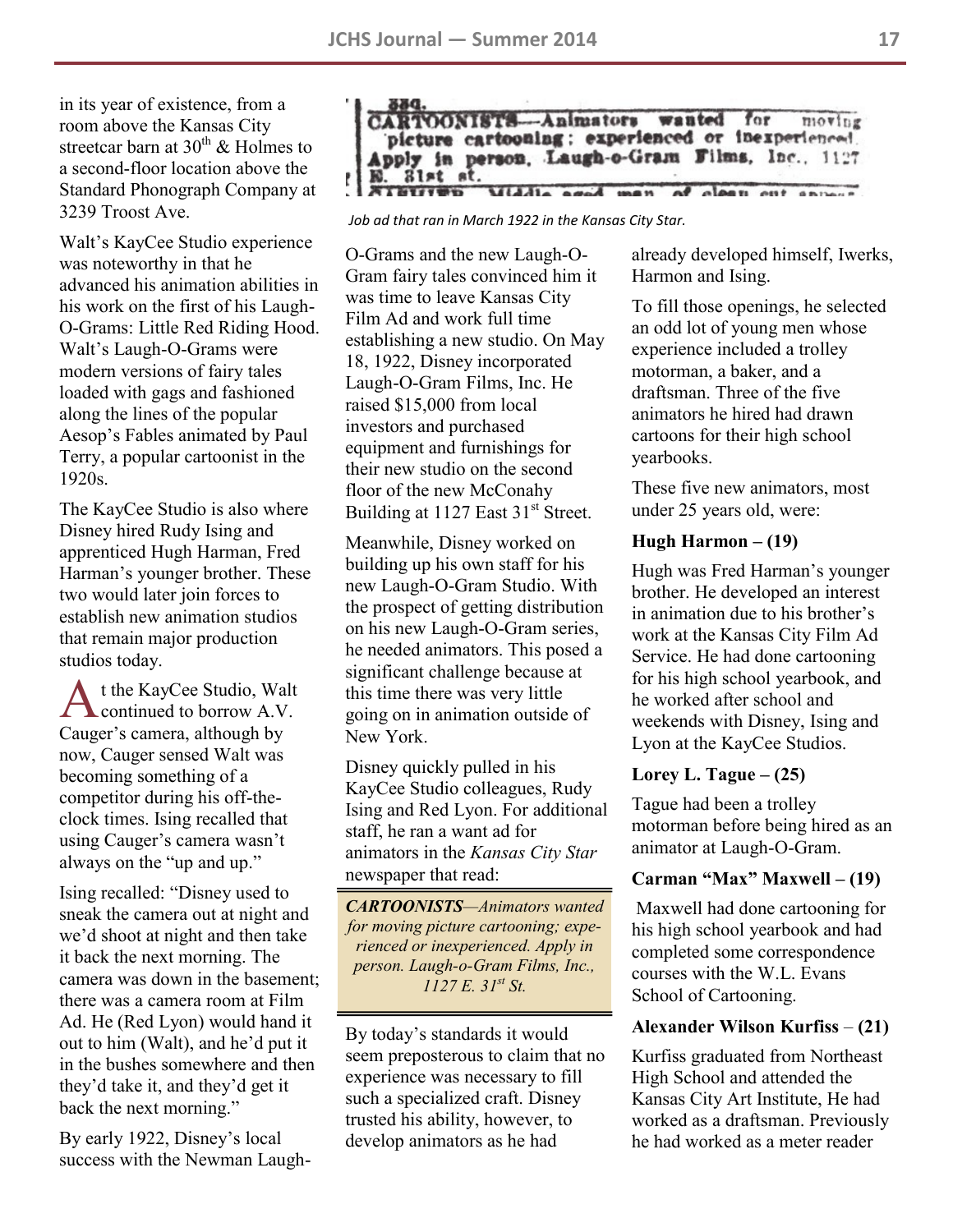in its year of existence, from a room above the Kansas City streetcar barn at 30th & Holmes to a second-floor location above the Standard Phonograph Company at 3239 Troost Ave.

Walt's KayCee Studio experience was noteworthy in that he advanced his animation abilities in his work on the first of his Laugh-O-Grams: Little Red Riding Hood. Walt's Laugh-O-Grams were modern versions of fairy tales loaded with gags and fashioned along the lines of the popular Aesop's Fables animated by Paul Terry, a popular cartoonist in the 1920s.

The KayCee Studio is also where Disney hired Rudy Ising and apprenticed Hugh Harman, Fred Harman's younger brother. These two would later join forces to establish new animation studios that remain major production studios today.

At the KayCee Studio, Walt continued to borrow A.V. Cauger's camera, although by now, Cauger sensed Walt was becoming something of a competitor during his off-the-clock times. Ising recalled that using Cauger's camera wasn't always on the "up and up."

Ising recalled: "Disney used to sneak the camera out at night and we'd shoot at night and then take it back the next morning. The camera was down in the basement; there was a camera room at Film Ad. He (Red Lyon) would hand it out to him (Walt), and he'd put it in the bushes somewhere and then they'd take it, and they'd get it back the next morning."

By early 1922, Disney's local success with the Newman Laugh-O-Grams and the new Laugh-O-Gram fairy tales convinced him it was time to leave Kansas City Film Ad and work full time establishing a new studio. On May 18, 1922, Disney incorporated Laugh-O-Gram Films, Inc. He raised $15,000 from local investors and purchased equipment and furnishings for their new studio on the second floor of the new McConahy Building at 1127 East 31st Street.

Meanwhile, Disney worked on building up his own staff for his new Laugh-O-Gram Studio. With the prospect of getting distribution on his new Laugh-O-Gram series, he needed animators. This posed a significant challenge because at this time there was very little going on in animation outside of New York.

Disney quickly pulled in his KayCee Studio colleagues, Rudy Ising and Red Lyon. For additional staff, he ran a want ad for animators in the *Kansas City Star* newspaper that read:

> ***CARTOONISTS****—Animators wanted for moving picture cartooning; experienced or inexperienced. Apply in person. Laugh-o-Gram Films, Inc., 1127 E. 31st St.*

384. CARTOONISTS—Animators wanted for moving picture cartooning; experienced or inexperienced. Apply in person. Laugh-o-Gram Films, Inc., 1127 E. 31st st.

*Job ad that ran in March 1922 in the Kansas City Star.*

By today's standards it would seem preposterous to claim that no experience was necessary to fill such a specialized craft. Disney trusted his ability, however, to develop animators as he had already developed himself, Iwerks, Harmon and Ising.

To fill those openings, he selected an odd lot of young men whose experience included a trolley motorman, a baker, and a draftsman. Three of the five animators he hired had drawn cartoons for their high school yearbooks.

These five new animators, most under 25 years old, were:

**Hugh Harmon – (19)**

Hugh was Fred Harman's younger brother. He developed an interest in animation due to his brother's work at the Kansas City Film Ad Service. He had done cartooning for his high school yearbook, and he worked after school and weekends with Disney, Ising and Lyon at the KayCee Studios.

**Lorey L. Tague – (25)**

Tague had been a trolley motorman before being hired as an animator at Laugh-O-Gram.

**Carman "Max" Maxwell – (19)**

Maxwell had done cartooning for his high school yearbook and had completed some correspondence courses with the W.L. Evans School of Cartooning.

**Alexander Wilson Kurfiss – (21)**

Kurfiss graduated from Northeast High School and attended the Kansas City Art Institute, He had worked as a draftsman. Previously he had worked as a meter reader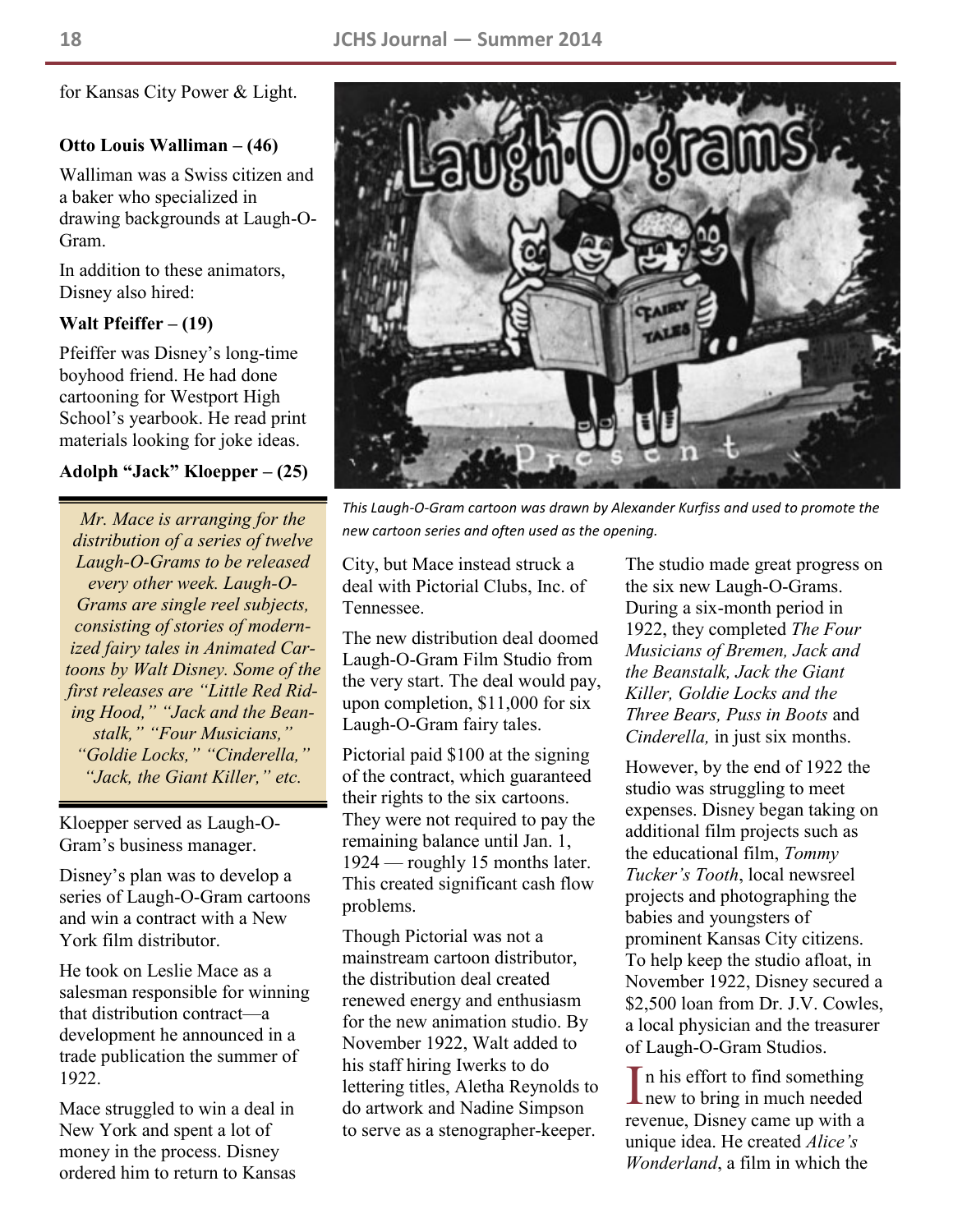for Kansas City Power & Light.

**Otto Louis Walliman – (46)**

Walliman was a Swiss citizen and a baker who specialized in drawing backgrounds at Laugh-O-Gram.

In addition to these animators, Disney also hired:

**Walt Pfeiffer – (19)**

Pfeiffer was Disney's long-time boyhood friend. He had done cartooning for Westport High School's yearbook. He read print materials looking for joke ideas.

**Adolph "Jack" Kloepper – (25)**

> *Mr. Mace is arranging for the distribution of a series of twelve Laugh-O-Grams to be released every other week. Laugh-O-Grams are single reel subjects, consisting of stories of modernized fairy tales in Animated Cartoons by Walt Disney. Some of the first releases are "Little Red Riding Hood," "Jack and the Beanstalk," "Four Musicians," "Goldie Locks," "Cinderella," "Jack, the Giant Killer," etc.*

Kloepper served as Laugh-O-Gram's business manager.

Disney's plan was to develop a series of Laugh-O-Gram cartoons and win a contract with a New York film distributor.

He took on Leslie Mace as a salesman responsible for winning that distribution contract—a development he announced in a trade publication the summer of 1922.

Mace struggled to win a deal in New York and spent a lot of money in the process. Disney ordered him to return to Kansas City, but Mace instead struck a deal with Pictorial Clubs, Inc. of Tennessee.

*This Laugh-O-Gram cartoon was drawn by Alexander Kurfiss and used to promote the new cartoon series and often used as the opening.*

The new distribution deal doomed Laugh-O-Gram Film Studio from the very start. The deal would pay, upon completion, $11,000 for six Laugh-O-Gram fairy tales.

Pictorial paid $100 at the signing of the contract, which guaranteed their rights to the six cartoons. They were not required to pay the remaining balance until Jan. 1, 1924 — roughly 15 months later. This created significant cash flow problems.

Though Pictorial was not a mainstream cartoon distributor, the distribution deal created renewed energy and enthusiasm for the new animation studio. By November 1922, Walt added to his staff hiring Iwerks to do lettering titles, Aletha Reynolds to do artwork and Nadine Simpson to serve as a stenographer-keeper.

The studio made great progress on the six new Laugh-O-Grams. During a six-month period in 1922, they completed *The Four Musicians of Bremen, Jack and the Beanstalk, Jack the Giant Killer, Goldie Locks and the Three Bears, Puss in Boots* and *Cinderella,* in just six months.

However, by the end of 1922 the studio was struggling to meet expenses. Disney began taking on additional film projects such as the educational film, *Tommy Tucker's Tooth*, local newsreel projects and photographing the babies and youngsters of prominent Kansas City citizens. To help keep the studio afloat, in November 1922, Disney secured a $2,500 loan from Dr. J.V. Cowles, a local physician and the treasurer of Laugh-O-Gram Studios.

In his effort to find something new to bring in much needed revenue, Disney came up with a unique idea. He created *Alice's Wonderland*, a film in which the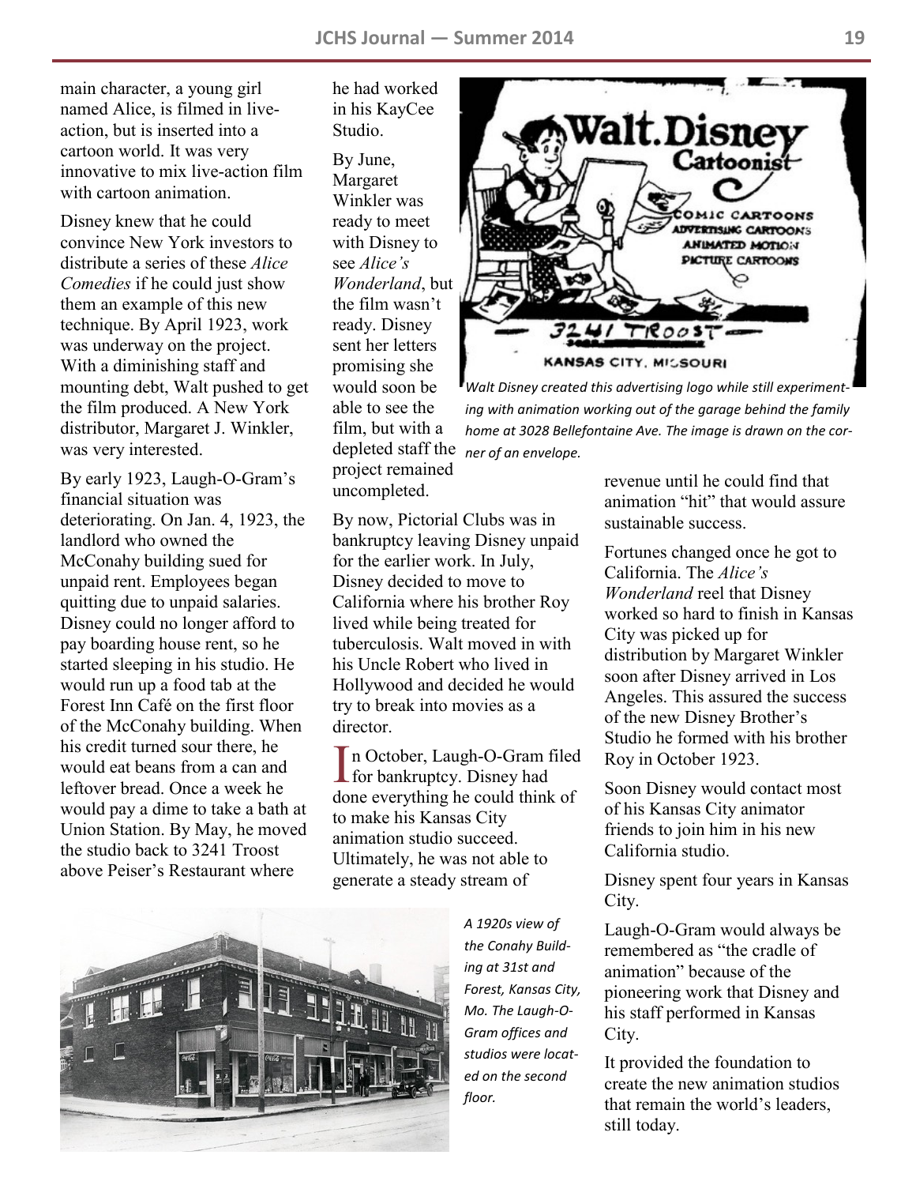main character, a young girl named Alice, is filmed in live-action, but is inserted into a cartoon world. It was very innovative to mix live-action film with cartoon animation.

Disney knew that he could convince New York investors to distribute a series of these *Alice Comedies* if he could just show them an example of this new technique. By April 1923, work was underway on the project. With a diminishing staff and mounting debt, Walt pushed to get the film produced. A New York distributor, Margaret J. Winkler, was very interested.

By early 1923, Laugh-O-Gram's financial situation was deteriorating. On Jan. 4, 1923, the landlord who owned the McConahy building sued for unpaid rent. Employees began quitting due to unpaid salaries. Disney could no longer afford to pay boarding house rent, so he started sleeping in his studio. He would run up a food tab at the Forest Inn Café on the first floor of the McConahy building. When his credit turned sour there, he would eat beans from a can and leftover bread. Once a week he would pay a dime to take a bath at Union Station. By May, he moved the studio back to 3241 Troost above Peiser's Restaurant where he had worked in his KayCee Studio.

By June, Margaret Winkler was ready to meet with Disney to see *Alice's Wonderland*, but the film wasn't ready. Disney sent her letters promising she would soon be able to see the film, but with a depleted staff the project remained uncompleted.

*Walt Disney created this advertising logo while still experimenting with animation working out of the garage behind the family home at 3028 Bellefontaine Ave. The image is drawn on the corner of an envelope.*

By now, Pictorial Clubs was in bankruptcy leaving Disney unpaid for the earlier work. In July, Disney decided to move to California where his brother Roy lived while being treated for tuberculosis. Walt moved in with his Uncle Robert who lived in Hollywood and decided he would try to break into movies as a director.

In October, Laugh-O-Gram filed for bankruptcy. Disney had done everything he could think of to make his Kansas City animation studio succeed. Ultimately, he was not able to generate a steady stream of revenue until he could find that animation "hit" that would assure sustainable success.

*A 1920s view of the Conahy Building at 31st and Forest, Kansas City, Mo. The Laugh-O-Gram offices and studios were located on the second floor.*

Fortunes changed once he got to California. The *Alice's Wonderland* reel that Disney worked so hard to finish in Kansas City was picked up for distribution by Margaret Winkler soon after Disney arrived in Los Angeles. This assured the success of the new Disney Brother's Studio he formed with his brother Roy in October 1923.

Soon Disney would contact most of his Kansas City animator friends to join him in his new California studio.

Disney spent four years in Kansas City.

Laugh-O-Gram would always be remembered as "the cradle of animation" because of the pioneering work that Disney and his staff performed in Kansas City.

It provided the foundation to create the new animation studios that remain the world's leaders, still today.